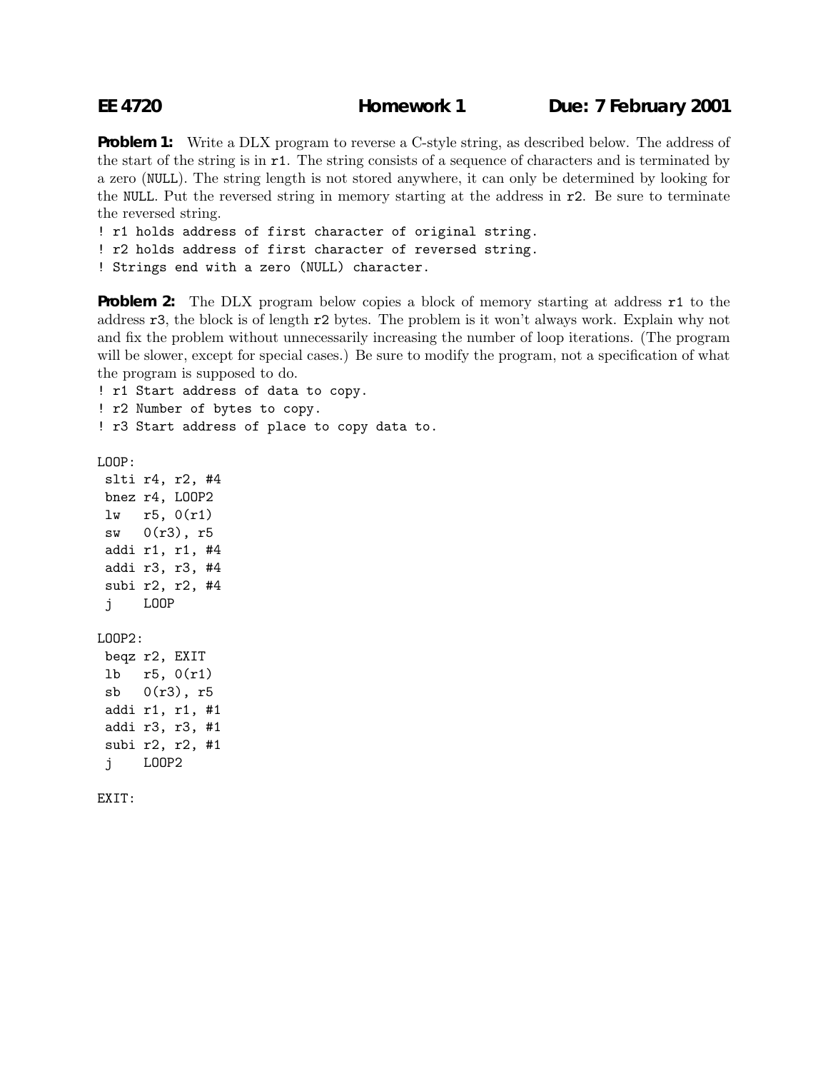**EE 4720** **Homework 1** **Due: 7 February 2001**

**Problem 1:** Write a DLX program to reverse a C-style string, as described below. The address of the start of the string is in `r1`. The string consists of a sequence of characters and is terminated by a zero (`NULL`). The string length is not stored anywhere, it can only be determined by looking for the `NULL`. Put the reversed string in memory starting at the address in `r2`. Be sure to terminate the reversed string.

```
! r1 holds address of first character of original string.
! r2 holds address of first character of reversed string.
! Strings end with a zero (NULL) character.
```

**Problem 2:** The DLX program below copies a block of memory starting at address `r1` to the address `r3`, the block is of length `r2` bytes. The problem is it won't always work. Explain why not and fix the problem without unnecessarily increasing the number of loop iterations. (The program will be slower, except for special cases.) Be sure to modify the program, not a specification of what the program is supposed to do.

```
! r1 Start address of data to copy.
! r2 Number of bytes to copy.
! r3 Start address of place to copy data to.

LOOP:
 slti r4, r2, #4
 bnez r4, LOOP2
 lw   r5, 0(r1)
 sw   0(r3), r5
 addi r1, r1, #4
 addi r3, r3, #4
 subi r2, r2, #4
 j    LOOP

LOOP2:
 beqz r2, EXIT
 lb   r5, 0(r1)
 sb   0(r3), r5
 addi r1, r1, #1
 addi r3, r3, #1
 subi r2, r2, #1
 j    LOOP2

EXIT:
```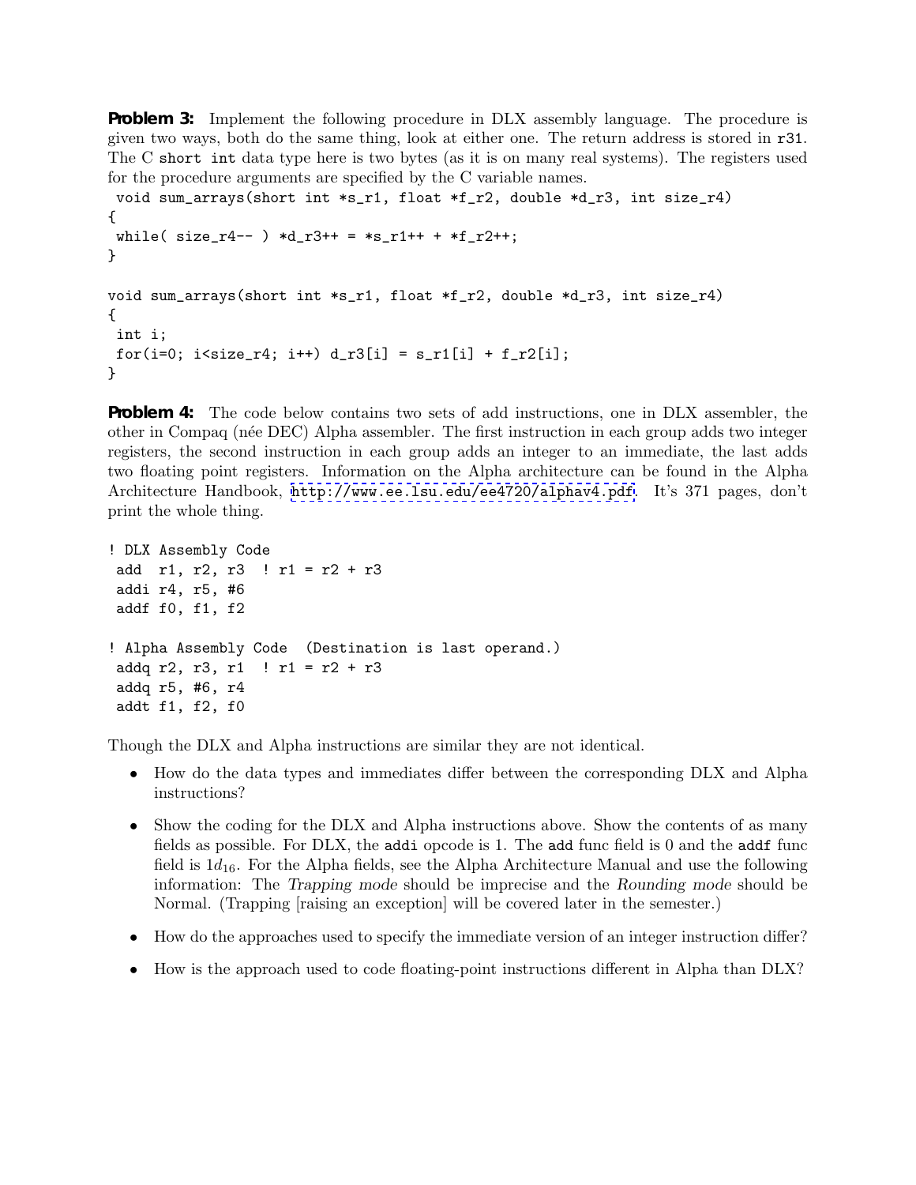**Problem 3:** Implement the following procedure in DLX assembly language. The procedure is given two ways, both do the same thing, look at either one. The return address is stored in `r31`. The C `short int` data type here is two bytes (as it is on many real systems). The registers used for the procedure arguments are specified by the C variable names.

```
 void sum_arrays(short int *s_r1, float *f_r2, double *d_r3, int size_r4)
{
 while( size_r4-- ) *d_r3++ = *s_r1++ + *f_r2++;
}

void sum_arrays(short int *s_r1, float *f_r2, double *d_r3, int size_r4)
{
 int i;
 for(i=0; i<size_r4; i++) d_r3[i] = s_r1[i] + f_r2[i];
}
```

**Problem 4:** The code below contains two sets of add instructions, one in DLX assembler, the other in Compaq (née DEC) Alpha assembler. The first instruction in each group adds two integer registers, the second instruction in each group adds an integer to an immediate, the last adds two floating point registers. Information on the Alpha architecture can be found in the Alpha Architecture Handbook, http://www.ee.lsu.edu/ee4720/alphav4.pdf. It's 371 pages, don't print the whole thing.

```
! DLX Assembly Code
 add  r1, r2, r3  ! r1 = r2 + r3
 addi r4, r5, #6
 addf f0, f1, f2

! Alpha Assembly Code  (Destination is last operand.)
 addq r2, r3, r1  ! r1 = r2 + r3
 addq r5, #6, r4
 addt f1, f2, f0
```

Though the DLX and Alpha instructions are similar they are not identical.

- How do the data types and immediates differ between the corresponding DLX and Alpha instructions?
- Show the coding for the DLX and Alpha instructions above. Show the contents of as many fields as possible. For DLX, the `addi` opcode is 1. The `add` func field is 0 and the `addf` func field is $1d_{16}$. For the Alpha fields, see the Alpha Architecture Manual and use the following information: The *Trapping mode* should be imprecise and the *Rounding mode* should be Normal. (Trapping [raising an exception] will be covered later in the semester.)
- How do the approaches used to specify the immediate version of an integer instruction differ?
- How is the approach used to code floating-point instructions different in Alpha than DLX?